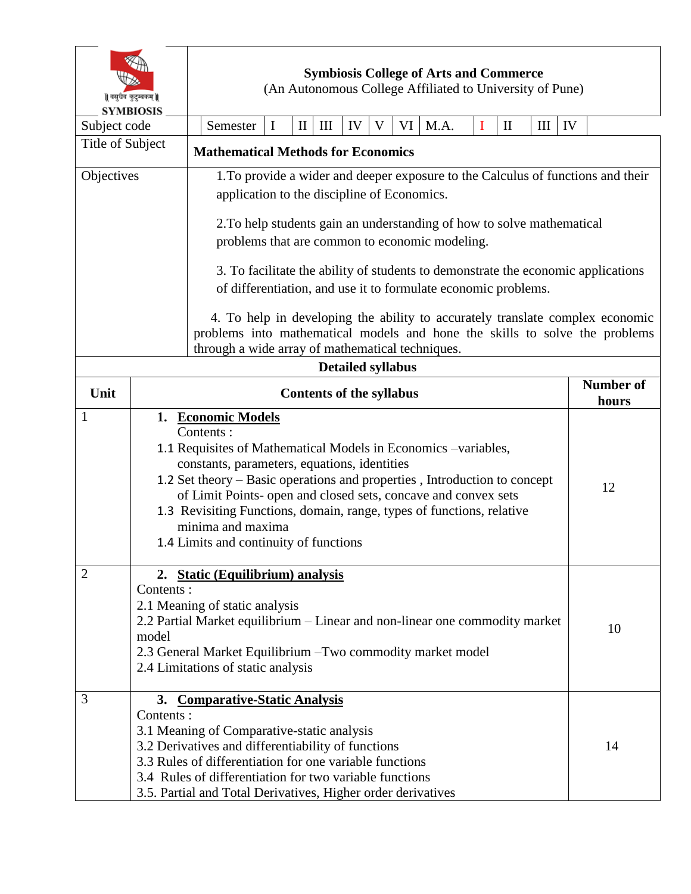**Symbiosis College of Arts and Commerce**
(An Autonomous College Affiliated to University of Pune)

| | | | | | | | | | | | | | |
|---|---|---|---|---|---|---|---|---|---|---|---|---|---|
| Subject code | Semester | I | II | III | IV | V | VI | M.A. | I | II | III | IV | |
| Title of Subject | **Mathematical Methods for Economics** | | | | | | | | | | | | |

**Objectives**

1. To provide a wider and deeper exposure to the Calculus of functions and their application to the discipline of Economics.

2. To help students gain an understanding of how to solve mathematical problems that are common to economic modeling.

3. To facilitate the ability of students to demonstrate the economic applications of differentiation, and use it to formulate economic problems.

4. To help in developing the ability to accurately translate complex economic problems into mathematical models and hone the skills to solve the problems through a wide array of mathematical techniques.

**Detailed syllabus**

| Unit | Contents of the syllabus | Number of hours |
|---|---|---|
| 1 | **1. Economic Models**<br>Contents :<br>1.1 Requisites of Mathematical Models in Economics –variables, constants, parameters, equations, identities<br>1.2 Set theory – Basic operations and properties , Introduction to concept of Limit Points- open and closed sets, concave and convex sets<br>1.3 Revisiting Functions, domain, range, types of functions, relative minima and maxima<br>1.4 Limits and continuity of functions | 12 |
| 2 | **2. Static (Equilibrium) analysis**<br>Contents :<br>2.1 Meaning of static analysis<br>2.2 Partial Market equilibrium – Linear and non-linear one commodity market model<br>2.3 General Market Equilibrium –Two commodity market model<br>2.4 Limitations of static analysis | 10 |
| 3 | **3. Comparative-Static Analysis**<br>Contents :<br>3.1 Meaning of Comparative-static analysis<br>3.2 Derivatives and differentiability of functions<br>3.3 Rules of differentiation for one variable functions<br>3.4 Rules of differentiation for two variable functions<br>3.5. Partial and Total Derivatives, Higher order derivatives | 14 |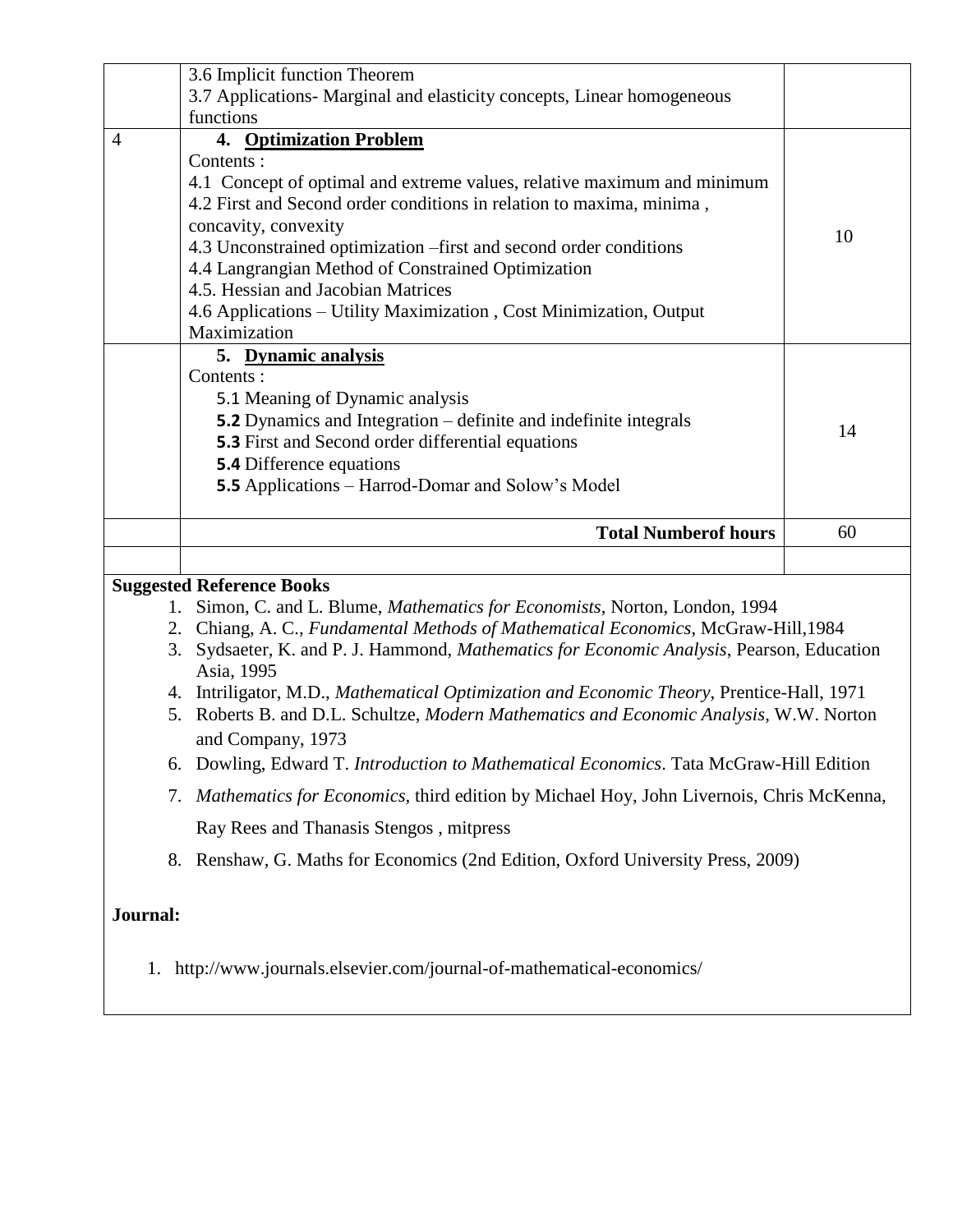| | | |
|---|---|---|
| | 3.6 Implicit function Theorem<br>3.7 Applications- Marginal and elasticity concepts, Linear homogeneous functions | |
| 4 | **4. Optimization Problem**<br>Contents :<br>4.1 Concept of optimal and extreme values, relative maximum and minimum<br>4.2 First and Second order conditions in relation to maxima, minima , concavity, convexity<br>4.3 Unconstrained optimization –first and second order conditions<br>4.4 Langrangian Method of Constrained Optimization<br>4.5. Hessian and Jacobian Matrices<br>4.6 Applications – Utility Maximization , Cost Minimization, Output Maximization | 10 |
| | **5. Dynamic analysis**<br>Contents :<br>5.1 Meaning of Dynamic analysis<br>**5.2** Dynamics and Integration – definite and indefinite integrals<br>**5.3** First and Second order differential equations<br>**5.4** Difference equations<br>**5.5** Applications – Harrod-Domar and Solow's Model | 14 |
| | **Total Numberof hours** | 60 |
| | | |

**Suggested Reference Books**

1. Simon, C. and L. Blume, *Mathematics for Economists*, Norton, London, 1994
2. Chiang, A. C., *Fundamental Methods of Mathematical Economics*, McGraw-Hill,1984
3. Sydsaeter, K. and P. J. Hammond, *Mathematics for Economic Analysis*, Pearson, Education Asia, 1995
4. Intriligator, M.D., *Mathematical Optimization and Economic Theory*, Prentice-Hall, 1971
5. Roberts B. and D.L. Schultze, *Modern Mathematics and Economic Analysis*, W.W. Norton and Company, 1973
6. Dowling, Edward T. *Introduction to Mathematical Economics*. Tata McGraw-Hill Edition
7. *Mathematics for Economics*, third edition by Michael Hoy, John Livernois, Chris McKenna, Ray Rees and Thanasis Stengos , mitpress
8. Renshaw, G. Maths for Economics (2nd Edition, Oxford University Press, 2009)

**Journal:**

1. http://www.journals.elsevier.com/journal-of-mathematical-economics/